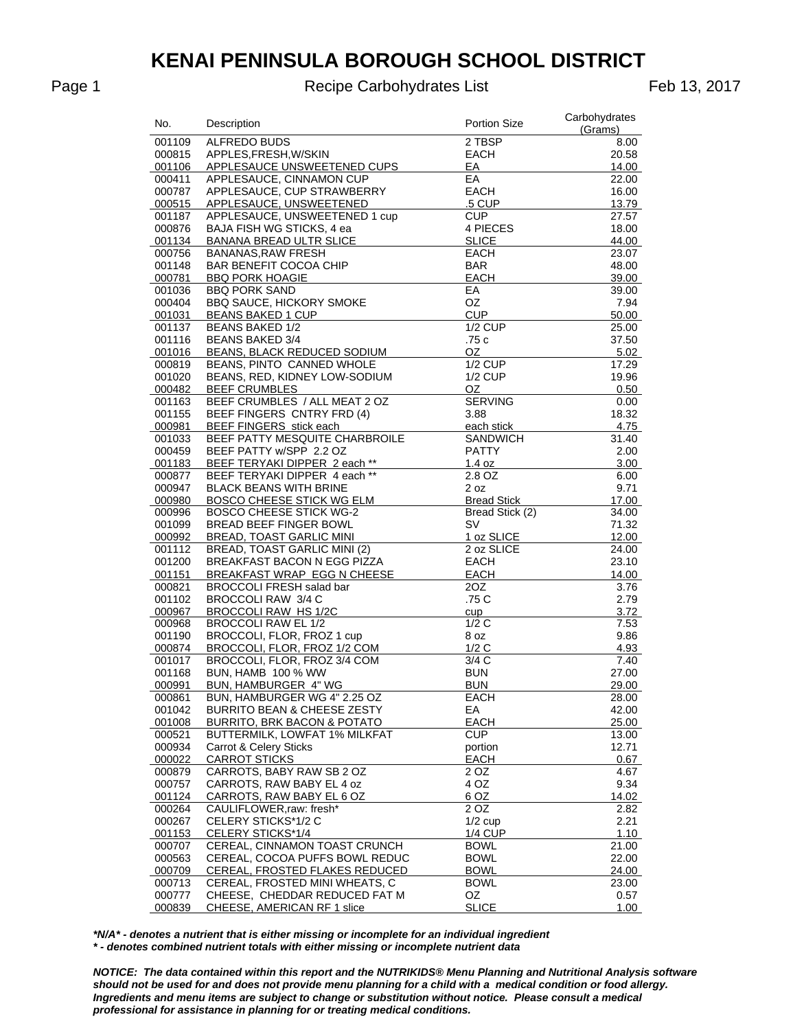# KENAI PENINSULA BOROUGH SCHOOL DISTRICT

## Recipe Carbohydrates List

Feb 13, 2017

| No. | Description | Portion Size | Carbohydrates (Grams) |
|---|---|---|---|
| 001109 | ALFREDO BUDS | 2 TBSP | 8.00 |
| 000815 | APPLES,FRESH,W/SKIN | EACH | 20.58 |
| 001106 | APPLESAUCE UNSWEETENED CUPS | EA | 14.00 |
| 000411 | APPLESAUCE, CINNAMON CUP | EA | 22.00 |
| 000787 | APPLESAUCE, CUP STRAWBERRY | EACH | 16.00 |
| 000515 | APPLESAUCE, UNSWEETENED | .5 CUP | 13.79 |
| 001187 | APPLESAUCE, UNSWEETENED 1 cup | CUP | 27.57 |
| 000876 | BAJA FISH WG STICKS, 4 ea | 4 PIECES | 18.00 |
| 001134 | BANANA BREAD ULTR SLICE | SLICE | 44.00 |
| 000756 | BANANAS,RAW FRESH | EACH | 23.07 |
| 001148 | BAR BENEFIT COCOA CHIP | BAR | 48.00 |
| 000781 | BBQ PORK HOAGIE | EACH | 39.00 |
| 001036 | BBQ PORK SAND | EA | 39.00 |
| 000404 | BBQ SAUCE, HICKORY SMOKE | OZ | 7.94 |
| 001031 | BEANS BAKED 1 CUP | CUP | 50.00 |
| 001137 | BEANS BAKED 1/2 | 1/2 CUP | 25.00 |
| 001116 | BEANS BAKED 3/4 | .75 c | 37.50 |
| 001016 | BEANS, BLACK REDUCED SODIUM | OZ | 5.02 |
| 000819 | BEANS, PINTO CANNED WHOLE | 1/2 CUP | 17.29 |
| 001020 | BEANS, RED, KIDNEY LOW-SODIUM | 1/2 CUP | 19.96 |
| 000482 | BEEF CRUMBLES | OZ | 0.50 |
| 001163 | BEEF CRUMBLES / ALL MEAT 2 OZ | SERVING | 0.00 |
| 001155 | BEEF FINGERS CNTRY FRD (4) | 3.88 | 18.32 |
| 000981 | BEEF FINGERS stick each | each stick | 4.75 |
| 001033 | BEEF PATTY MESQUITE CHARBROILE | SANDWICH | 31.40 |
| 000459 | BEEF PATTY w/SPP 2.2 OZ | PATTY | 2.00 |
| 001183 | BEEF TERYAKI DIPPER 2 each ** | 1.4 oz | 3.00 |
| 000877 | BEEF TERYAKI DIPPER 4 each ** | 2.8 OZ | 6.00 |
| 000947 | BLACK BEANS WITH BRINE | 2 oz | 9.71 |
| 000980 | BOSCO CHEESE STICK WG ELM | Bread Stick | 17.00 |
| 000996 | BOSCO CHEESE STICK WG-2 | Bread Stick (2) | 34.00 |
| 001099 | BREAD BEEF FINGER BOWL | SV | 71.32 |
| 000992 | BREAD, TOAST GARLIC MINI | 1 oz SLICE | 12.00 |
| 001112 | BREAD, TOAST GARLIC MINI (2) | 2 oz SLICE | 24.00 |
| 001200 | BREAKFAST BACON N EGG PIZZA | EACH | 23.10 |
| 001151 | BREAKFAST WRAP EGG N CHEESE | EACH | 14.00 |
| 000821 | BROCCOLI FRESH salad bar | 2OZ | 3.76 |
| 001102 | BROCCOLI RAW 3/4 C | .75 C | 2.79 |
| 000967 | BROCCOLI RAW HS 1/2C | cup | 3.72 |
| 000968 | BROCCOLI RAW EL 1/2 | 1/2 C | 7.53 |
| 001190 | BROCCOLI, FLOR, FROZ 1 cup | 8 oz | 9.86 |
| 000874 | BROCCOLI, FLOR, FROZ 1/2 COM | 1/2 C | 4.93 |
| 001017 | BROCCOLI, FLOR, FROZ 3/4 COM | 3/4 C | 7.40 |
| 001168 | BUN, HAMB 100 % WW | BUN | 27.00 |
| 000991 | BUN, HAMBURGER 4" WG | BUN | 29.00 |
| 000861 | BUN, HAMBURGER WG 4" 2.25 OZ | EACH | 28.00 |
| 001042 | BURRITO BEAN & CHEESE ZESTY | EA | 42.00 |
| 001008 | BURRITO, BRK BACON & POTATO | EACH | 25.00 |
| 000521 | BUTTERMILK, LOWFAT 1% MILKFAT | CUP | 13.00 |
| 000934 | Carrot & Celery Sticks | portion | 12.71 |
| 000022 | CARROT STICKS | EACH | 0.67 |
| 000879 | CARROTS, BABY RAW SB 2 OZ | 2 OZ | 4.67 |
| 000757 | CARROTS, RAW BABY EL 4 oz | 4 OZ | 9.34 |
| 001124 | CARROTS, RAW BABY EL 6 OZ | 6 OZ | 14.02 |
| 000264 | CAULIFLOWER,raw: fresh* | 2 OZ | 2.82 |
| 000267 | CELERY STICKS*1/2 C | 1/2 cup | 2.21 |
| 001153 | CELERY STICKS*1/4 | 1/4 CUP | 1.10 |
| 000707 | CEREAL, CINNAMON TOAST CRUNCH | BOWL | 21.00 |
| 000563 | CEREAL, COCOA PUFFS BOWL REDUC | BOWL | 22.00 |
| 000709 | CEREAL, FROSTED FLAKES REDUCED | BOWL | 24.00 |
| 000713 | CEREAL, FROSTED MINI WHEATS, C | BOWL | 23.00 |
| 000777 | CHEESE, CHEDDAR REDUCED FAT M | OZ | 0.57 |
| 000839 | CHEESE, AMERICAN RF 1 slice | SLICE | 1.00 |

***N/A* - denotes a nutrient that is either missing or incomplete for an individual ingredient**

***** - denotes combined nutrient totals with either missing or incomplete nutrient data**

***NOTICE: The data contained within this report and the NUTRIKIDS® Menu Planning and Nutritional Analysis software should not be used for and does not provide menu planning for a child with a medical condition or food allergy. Ingredients and menu items are subject to change or substitution without notice. Please consult a medical professional for assistance in planning for or treating medical conditions.***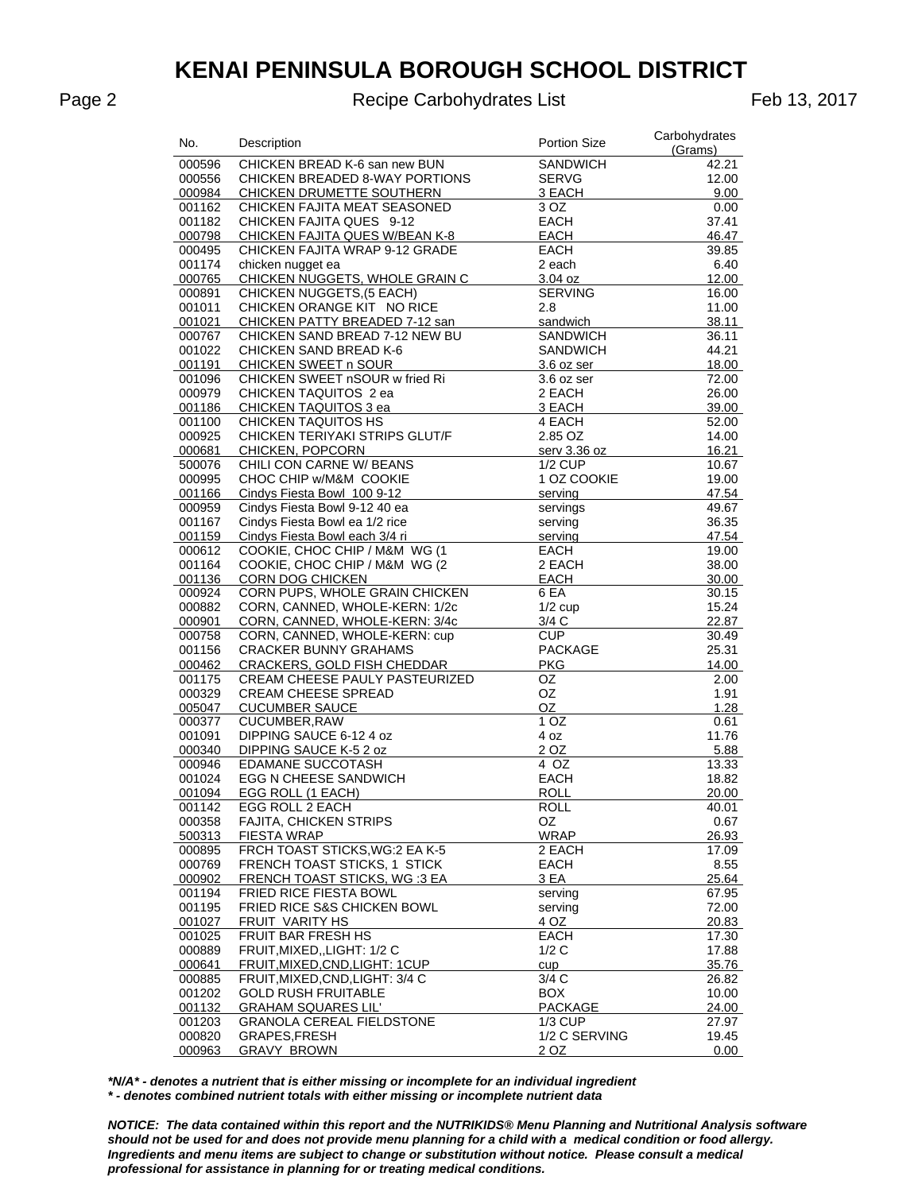# KENAI PENINSULA BOROUGH SCHOOL DISTRICT

Recipe Carbohydrates List

Feb 13, 2017

| No. | Description | Portion Size | Carbohydrates (Grams) |
|---|---|---|---|
| 000596 | CHICKEN BREAD K-6 san new BUN | SANDWICH | 42.21 |
| 000556 | CHICKEN BREADED 8-WAY PORTIONS | SERVG | 12.00 |
| 000984 | CHICKEN DRUMETTE SOUTHERN | 3 EACH | 9.00 |
| 001162 | CHICKEN FAJITA MEAT SEASONED | 3 OZ | 0.00 |
| 001182 | CHICKEN FAJITA QUES 9-12 | EACH | 37.41 |
| 000798 | CHICKEN FAJITA QUES W/BEAN K-8 | EACH | 46.47 |
| 000495 | CHICKEN FAJITA WRAP 9-12 GRADE | EACH | 39.85 |
| 001174 | chicken nugget ea | 2 each | 6.40 |
| 000765 | CHICKEN NUGGETS, WHOLE GRAIN C | 3.04 oz | 12.00 |
| 000891 | CHICKEN NUGGETS,(5 EACH) | SERVING | 16.00 |
| 001011 | CHICKEN ORANGE KIT NO RICE | 2.8 | 11.00 |
| 001021 | CHICKEN PATTY BREADED 7-12 san | sandwich | 38.11 |
| 000767 | CHICKEN SAND BREAD 7-12 NEW BU | SANDWICH | 36.11 |
| 001022 | CHICKEN SAND BREAD K-6 | SANDWICH | 44.21 |
| 001191 | CHICKEN SWEET n SOUR | 3.6 oz ser | 18.00 |
| 001096 | CHICKEN SWEET nSOUR w fried Ri | 3.6 oz ser | 72.00 |
| 000979 | CHICKEN TAQUITOS 2 ea | 2 EACH | 26.00 |
| 001186 | CHICKEN TAQUITOS 3 ea | 3 EACH | 39.00 |
| 001100 | CHICKEN TAQUITOS HS | 4 EACH | 52.00 |
| 000925 | CHICKEN TERIYAKI STRIPS GLUT/F | 2.85 OZ | 14.00 |
| 000681 | CHICKEN, POPCORN | serv 3.36 oz | 16.21 |
| 500076 | CHILI CON CARNE W/ BEANS | 1/2 CUP | 10.67 |
| 000995 | CHOC CHIP w/M&M COOKIE | 1 OZ COOKIE | 19.00 |
| 001166 | Cindys Fiesta Bowl 100 9-12 | serving | 47.54 |
| 000959 | Cindys Fiesta Bowl 9-12 40 ea | servings | 49.67 |
| 001167 | Cindys Fiesta Bowl ea 1/2 rice | serving | 36.35 |
| 001159 | Cindys Fiesta Bowl each 3/4 ri | serving | 47.54 |
| 000612 | COOKIE, CHOC CHIP / M&M WG (1 | EACH | 19.00 |
| 001164 | COOKIE, CHOC CHIP / M&M WG (2 | 2 EACH | 38.00 |
| 001136 | CORN DOG CHICKEN | EACH | 30.00 |
| 000924 | CORN PUPS, WHOLE GRAIN CHICKEN | 6 EA | 30.15 |
| 000882 | CORN, CANNED, WHOLE-KERN: 1/2c | 1/2 cup | 15.24 |
| 000901 | CORN, CANNED, WHOLE-KERN: 3/4c | 3/4 C | 22.87 |
| 000758 | CORN, CANNED, WHOLE-KERN: cup | CUP | 30.49 |
| 001156 | CRACKER BUNNY GRAHAMS | PACKAGE | 25.31 |
| 000462 | CRACKERS, GOLD FISH CHEDDAR | PKG | 14.00 |
| 001175 | CREAM CHEESE PAULY PASTEURIZED | OZ | 2.00 |
| 000329 | CREAM CHEESE SPREAD | OZ | 1.91 |
| 005047 | CUCUMBER SAUCE | OZ | 1.28 |
| 000377 | CUCUMBER,RAW | 1 OZ | 0.61 |
| 001091 | DIPPING SAUCE 6-12 4 oz | 4 oz | 11.76 |
| 000340 | DIPPING SAUCE K-5 2 oz | 2 OZ | 5.88 |
| 000946 | EDAMANE SUCCOTASH | 4 OZ | 13.33 |
| 001024 | EGG N CHEESE SANDWICH | EACH | 18.82 |
| 001094 | EGG ROLL (1 EACH) | ROLL | 20.00 |
| 001142 | EGG ROLL 2 EACH | ROLL | 40.01 |
| 000358 | FAJITA, CHICKEN STRIPS | OZ | 0.67 |
| 500313 | FIESTA WRAP | WRAP | 26.93 |
| 000895 | FRCH TOAST STICKS,WG:2 EA K-5 | 2 EACH | 17.09 |
| 000769 | FRENCH TOAST STICKS, 1 STICK | EACH | 8.55 |
| 000902 | FRENCH TOAST STICKS, WG :3 EA | 3 EA | 25.64 |
| 001194 | FRIED RICE FIESTA BOWL | serving | 67.95 |
| 001195 | FRIED RICE S&S CHICKEN BOWL | serving | 72.00 |
| 001027 | FRUIT VARITY HS | 4 OZ | 20.83 |
| 001025 | FRUIT BAR FRESH HS | EACH | 17.30 |
| 000889 | FRUIT,MIXED,,LIGHT: 1/2 C | 1/2 C | 17.88 |
| 000641 | FRUIT,MIXED,CND,LIGHT: 1CUP | cup | 35.76 |
| 000885 | FRUIT,MIXED,CND,LIGHT: 3/4 C | 3/4 C | 26.82 |
| 001202 | GOLD RUSH FRUITABLE | BOX | 10.00 |
| 001132 | GRAHAM SQUARES LIL' | PACKAGE | 24.00 |
| 001203 | GRANOLA CEREAL FIELDSTONE | 1/3 CUP | 27.97 |
| 000820 | GRAPES,FRESH | 1/2 C SERVING | 19.45 |
| 000963 | GRAVY BROWN | 2 OZ | 0.00 |

***N/A* - denotes a nutrient that is either missing or incomplete for an individual ingredient**

***\* - denotes combined nutrient totals with either missing or incomplete nutrient data***

***NOTICE: The data contained within this report and the NUTRIKIDS® Menu Planning and Nutritional Analysis software should not be used for and does not provide menu planning for a child with a medical condition or food allergy. Ingredients and menu items are subject to change or substitution without notice. Please consult a medical professional for assistance in planning for or treating medical conditions.***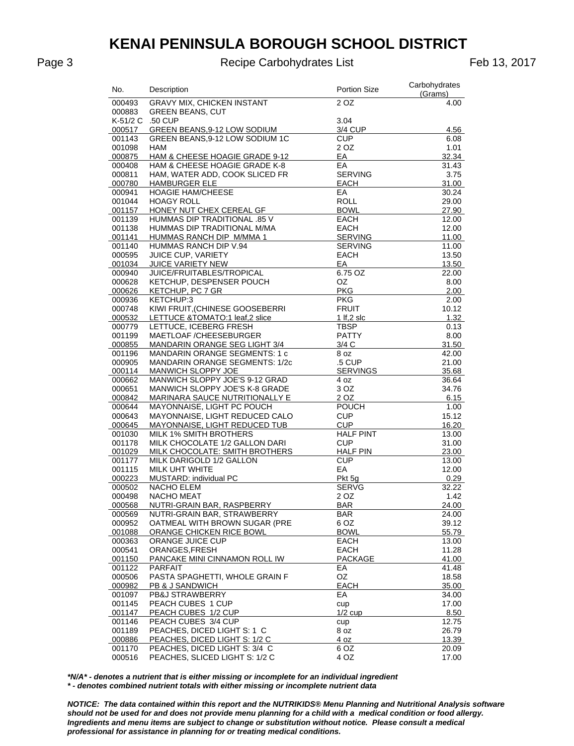# KENAI PENINSULA BOROUGH SCHOOL DISTRICT

Recipe Carbohydrates List

Feb 13, 2017

| No. | Description | Portion Size | Carbohydrates (Grams) |
|---|---|---|---|
| 000493 | GRAVY MIX, CHICKEN INSTANT | 2 OZ | 4.00 |
| 000883 | GREEN BEANS, CUT | | |
| K-51/2 C | .50 CUP | 3.04 | |
| 000517 | GREEN BEANS,9-12 LOW SODIUM | 3/4 CUP | 4.56 |
| 001143 | GREEN BEANS,9-12 LOW SODIUM 1C | CUP | 6.08 |
| 001098 | HAM | 2 OZ | 1.01 |
| 000875 | HAM & CHEESE HOAGIE GRADE 9-12 | EA | 32.34 |
| 000408 | HAM & CHEESE HOAGIE GRADE K-8 | EA | 31.43 |
| 000811 | HAM, WATER ADD, COOK SLICED FR | SERVING | 3.75 |
| 000780 | HAMBURGER ELE | EACH | 31.00 |
| 000941 | HOAGIE HAM/CHEESE | EA | 30.24 |
| 001044 | HOAGY ROLL | ROLL | 29.00 |
| 001157 | HONEY NUT CHEX CEREAL GF | BOWL | 27.90 |
| 001139 | HUMMAS DIP TRADITIONAL .85 V | EACH | 12.00 |
| 001138 | HUMMAS DIP TRADITIONAL M/MA | EACH | 12.00 |
| 001141 | HUMMAS RANCH DIP M/MMA 1 | SERVING | 11.00 |
| 001140 | HUMMAS RANCH DIP V.94 | SERVING | 11.00 |
| 000595 | JUICE CUP, VARIETY | EACH | 13.50 |
| 001034 | JUICE VARIETY NEW | EA | 13.50 |
| 000940 | JUICE/FRUITABLES/TROPICAL | 6.75 OZ | 22.00 |
| 000628 | KETCHUP, DESPENSER POUCH | OZ | 8.00 |
| 000626 | KETCHUP, PC 7 GR | PKG | 2.00 |
| 000936 | KETCHUP:3 | PKG | 2.00 |
| 000748 | KIWI FRUIT,(CHINESE GOOSEBERRI | FRUIT | 10.12 |
| 000532 | LETTUCE &TOMATO:1 leaf,2 slice | 1 lf,2 slc | 1.32 |
| 000779 | LETTUCE, ICEBERG FRESH | TBSP | 0.13 |
| 001199 | MAETLOAF /CHEESEBURGER | PATTY | 8.00 |
| 000855 | MANDARIN ORANGE SEG LIGHT 3/4 | 3/4 C | 31.50 |
| 001196 | MANDARIN ORANGE SEGMENTS: 1 c | 8 oz | 42.00 |
| 000905 | MANDARIN ORANGE SEGMENTS: 1/2c | .5 CUP | 21.00 |
| 000114 | MANWICH SLOPPY JOE | SERVINGS | 35.68 |
| 000662 | MANWICH SLOPPY JOE'S 9-12 GRAD | 4 oz | 36.64 |
| 000651 | MANWICH SLOPPY JOE'S K-8 GRADE | 3 OZ | 34.76 |
| 000842 | MARINARA SAUCE NUTRITIONALLY E | 2 OZ | 6.15 |
| 000644 | MAYONNAISE, LIGHT PC POUCH | POUCH | 1.00 |
| 000643 | MAYONNAISE, LIGHT REDUCED CALO | CUP | 15.12 |
| 000645 | MAYONNAISE, LIGHT REDUCED TUB | CUP | 16.20 |
| 001030 | MILK 1% SMITH BROTHERS | HALF PINT | 13.00 |
| 001178 | MILK CHOCOLATE 1/2 GALLON DARI | CUP | 31.00 |
| 001029 | MILK CHOCOLATE: SMITH BROTHERS | HALF PIN | 23.00 |
| 001177 | MILK DARIGOLD 1/2 GALLON | CUP | 13.00 |
| 001115 | MILK UHT WHITE | EA | 12.00 |
| 000223 | MUSTARD: individual PC | Pkt 5g | 0.29 |
| 000502 | NACHO ELEM | SERVG | 32.22 |
| 000498 | NACHO MEAT | 2 OZ | 1.42 |
| 000568 | NUTRI-GRAIN BAR, RASPBERRY | BAR | 24.00 |
| 000569 | NUTRI-GRAIN BAR, STRAWBERRY | BAR | 24.00 |
| 000952 | OATMEAL WITH BROWN SUGAR (PRE | 6 OZ | 39.12 |
| 001088 | ORANGE CHICKEN RICE BOWL | BOWL | 55.79 |
| 000363 | ORANGE JUICE CUP | EACH | 13.00 |
| 000541 | ORANGES,FRESH | EACH | 11.28 |
| 001150 | PANCAKE MINI CINNAMON ROLL IW | PACKAGE | 41.00 |
| 001122 | PARFAIT | EA | 41.48 |
| 000506 | PASTA SPAGHETTI, WHOLE GRAIN F | OZ | 18.58 |
| 000982 | PB & J SANDWICH | EACH | 35.00 |
| 001097 | PB&J STRAWBERRY | EA | 34.00 |
| 001145 | PEACH CUBES 1 CUP | cup | 17.00 |
| 001147 | PEACH CUBES 1/2 CUP | 1/2 cup | 8.50 |
| 001146 | PEACH CUBES 3/4 CUP | cup | 12.75 |
| 001189 | PEACHES, DICED LIGHT S: 1 C | 8 oz | 26.79 |
| 000886 | PEACHES, DICED LIGHT S: 1/2 C | 4 oz | 13.39 |
| 001170 | PEACHES, DICED LIGHT S: 3/4 C | 6 OZ | 20.09 |
| 000516 | PEACHES, SLICED LIGHT S: 1/2 C | 4 OZ | 17.00 |

***N/A* - denotes a nutrient that is either missing or incomplete for an individual ingredient**

***\* - denotes combined nutrient totals with either missing or incomplete nutrient data***

***NOTICE: The data contained within this report and the NUTRIKIDS® Menu Planning and Nutritional Analysis software should not be used for and does not provide menu planning for a child with a medical condition or food allergy. Ingredients and menu items are subject to change or substitution without notice. Please consult a medical professional for assistance in planning for or treating medical conditions.***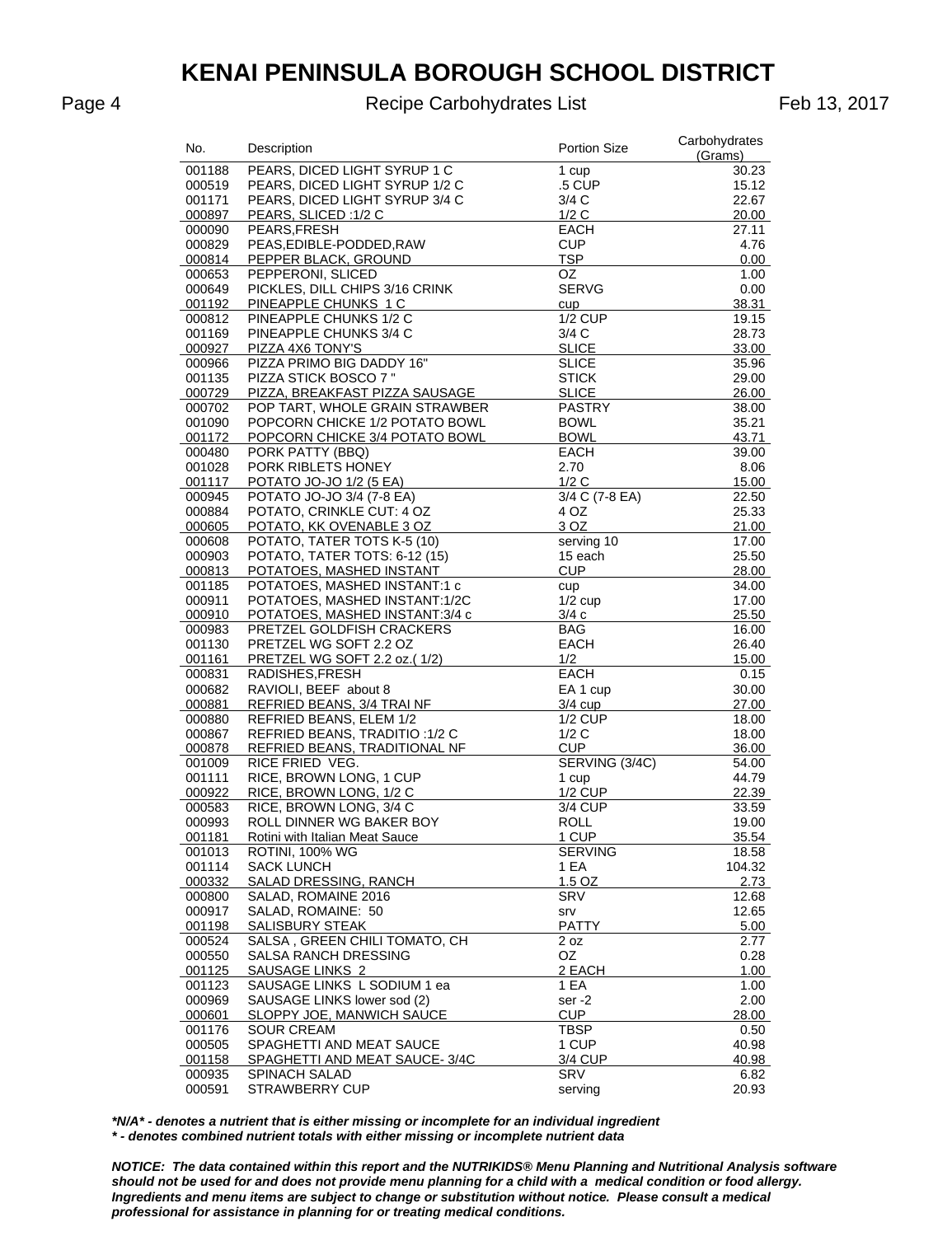# KENAI PENINSULA BOROUGH SCHOOL DISTRICT

Recipe Carbohydrates List

Feb 13, 2017

| No. | Description | Portion Size | Carbohydrates (Grams) |
|---|---|---|---|
| 001188 | PEARS, DICED LIGHT SYRUP 1 C | 1 cup | 30.23 |
| 000519 | PEARS, DICED LIGHT SYRUP 1/2 C | .5 CUP | 15.12 |
| 001171 | PEARS, DICED LIGHT SYRUP 3/4 C | 3/4 C | 22.67 |
| 000897 | PEARS, SLICED :1/2 C | 1/2 C | 20.00 |
| 000090 | PEARS,FRESH | EACH | 27.11 |
| 000829 | PEAS,EDIBLE-PODDED,RAW | CUP | 4.76 |
| 000814 | PEPPER BLACK, GROUND | TSP | 0.00 |
| 000653 | PEPPERONI, SLICED | OZ | 1.00 |
| 000649 | PICKLES, DILL CHIPS 3/16 CRINK | SERVG | 0.00 |
| 001192 | PINEAPPLE CHUNKS 1 C | cup | 38.31 |
| 000812 | PINEAPPLE CHUNKS 1/2 C | 1/2 CUP | 19.15 |
| 001169 | PINEAPPLE CHUNKS 3/4 C | 3/4 C | 28.73 |
| 000927 | PIZZA 4X6 TONY'S | SLICE | 33.00 |
| 000966 | PIZZA PRIMO BIG DADDY 16" | SLICE | 35.96 |
| 001135 | PIZZA STICK BOSCO 7 " | STICK | 29.00 |
| 000729 | PIZZA, BREAKFAST PIZZA SAUSAGE | SLICE | 26.00 |
| 000702 | POP TART, WHOLE GRAIN STRAWBER | PASTRY | 38.00 |
| 001090 | POPCORN CHICKE 1/2 POTATO BOWL | BOWL | 35.21 |
| 001172 | POPCORN CHICKE 3/4 POTATO BOWL | BOWL | 43.71 |
| 000480 | PORK PATTY (BBQ) | EACH | 39.00 |
| 001028 | PORK RIBLETS HONEY | 2.70 | 8.06 |
| 001117 | POTATO JO-JO 1/2 (5 EA) | 1/2 C | 15.00 |
| 000945 | POTATO JO-JO 3/4 (7-8 EA) | 3/4 C (7-8 EA) | 22.50 |
| 000884 | POTATO, CRINKLE CUT: 4 OZ | 4 OZ | 25.33 |
| 000605 | POTATO, KK OVENABLE 3 OZ | 3 OZ | 21.00 |
| 000608 | POTATO, TATER TOTS K-5 (10) | serving 10 | 17.00 |
| 000903 | POTATO, TATER TOTS: 6-12 (15) | 15 each | 25.50 |
| 000813 | POTATOES, MASHED INSTANT | CUP | 28.00 |
| 001185 | POTATOES, MASHED INSTANT:1 c | cup | 34.00 |
| 000911 | POTATOES, MASHED INSTANT:1/2C | 1/2 cup | 17.00 |
| 000910 | POTATOES, MASHED INSTANT:3/4 c | 3/4 c | 25.50 |
| 000983 | PRETZEL GOLDFISH CRACKERS | BAG | 16.00 |
| 001130 | PRETZEL WG SOFT 2.2 OZ | EACH | 26.40 |
| 001161 | PRETZEL WG SOFT 2.2 oz.( 1/2) | 1/2 | 15.00 |
| 000831 | RADISHES,FRESH | EACH | 0.15 |
| 000682 | RAVIOLI, BEEF about 8 | EA 1 cup | 30.00 |
| 000881 | REFRIED BEANS, 3/4 TRAI NF | 3/4 cup | 27.00 |
| 000880 | REFRIED BEANS, ELEM 1/2 | 1/2 CUP | 18.00 |
| 000867 | REFRIED BEANS, TRADITIO :1/2 C | 1/2 C | 18.00 |
| 000878 | REFRIED BEANS, TRADITIONAL NF | CUP | 36.00 |
| 001009 | RICE FRIED VEG. | SERVING (3/4C) | 54.00 |
| 001111 | RICE, BROWN LONG, 1 CUP | 1 cup | 44.79 |
| 000922 | RICE, BROWN LONG, 1/2 C | 1/2 CUP | 22.39 |
| 000583 | RICE, BROWN LONG, 3/4 C | 3/4 CUP | 33.59 |
| 000993 | ROLL DINNER WG BAKER BOY | ROLL | 19.00 |
| 001181 | Rotini with Italian Meat Sauce | 1 CUP | 35.54 |
| 001013 | ROTINI, 100% WG | SERVING | 18.58 |
| 001114 | SACK LUNCH | 1 EA | 104.32 |
| 000332 | SALAD DRESSING, RANCH | 1.5 OZ | 2.73 |
| 000800 | SALAD, ROMAINE 2016 | SRV | 12.68 |
| 000917 | SALAD, ROMAINE: 50 | srv | 12.65 |
| 001198 | SALISBURY STEAK | PATTY | 5.00 |
| 000524 | SALSA , GREEN CHILI TOMATO, CH | 2 oz | 2.77 |
| 000550 | SALSA RANCH DRESSING | OZ | 0.28 |
| 001125 | SAUSAGE LINKS 2 | 2 EACH | 1.00 |
| 001123 | SAUSAGE LINKS L SODIUM 1 ea | 1 EA | 1.00 |
| 000969 | SAUSAGE LINKS lower sod (2) | ser -2 | 2.00 |
| 000601 | SLOPPY JOE, MANWICH SAUCE | CUP | 28.00 |
| 001176 | SOUR CREAM | TBSP | 0.50 |
| 000505 | SPAGHETTI AND MEAT SAUCE | 1 CUP | 40.98 |
| 001158 | SPAGHETTI AND MEAT SAUCE- 3/4C | 3/4 CUP | 40.98 |
| 000935 | SPINACH SALAD | SRV | 6.82 |
| 000591 | STRAWBERRY CUP | serving | 20.93 |

***N/A* - denotes a nutrient that is either missing or incomplete for an individual ingredient**

***\* - denotes combined nutrient totals with either missing or incomplete nutrient data***

***NOTICE: The data contained within this report and the NUTRIKIDS® Menu Planning and Nutritional Analysis software should not be used for and does not provide menu planning for a child with a medical condition or food allergy. Ingredients and menu items are subject to change or substitution without notice. Please consult a medical professional for assistance in planning for or treating medical conditions.***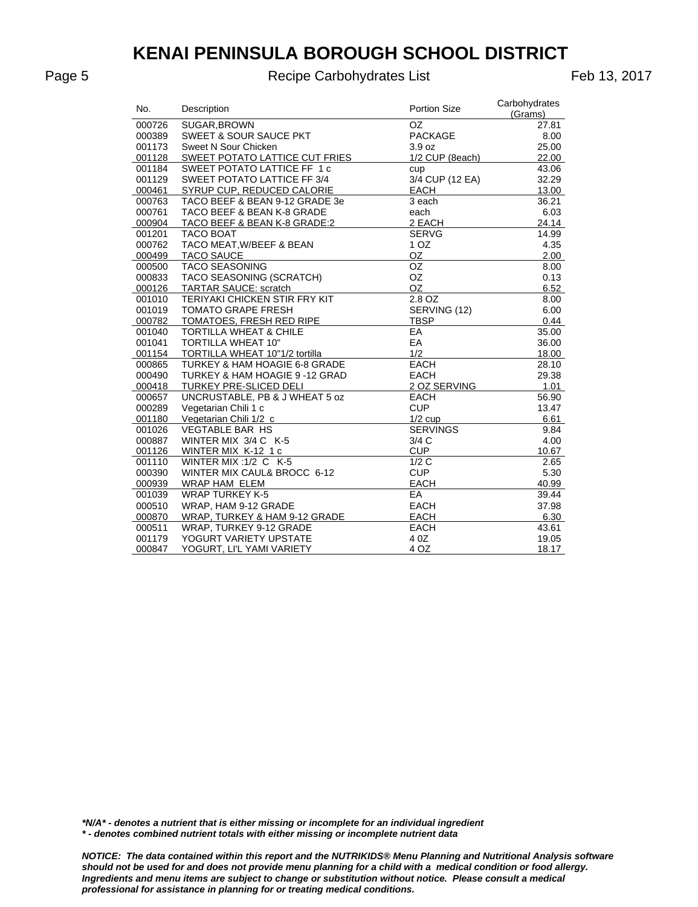# KENAI PENINSULA BOROUGH SCHOOL DISTRICT

Recipe Carbohydrates List

| No. | Description | Portion Size | Carbohydrates (Grams) |
|---|---|---|---|
| 000726 | SUGAR,BROWN | OZ | 27.81 |
| 000389 | SWEET & SOUR SAUCE PKT | PACKAGE | 8.00 |
| 001173 | Sweet N Sour Chicken | 3.9 oz | 25.00 |
| 001128 | SWEET POTATO LATTICE CUT FRIES | 1/2 CUP (8each) | 22.00 |
| 001184 | SWEET POTATO LATTICE FF 1 c | cup | 43.06 |
| 001129 | SWEET POTATO LATTICE FF 3/4 | 3/4 CUP (12 EA) | 32.29 |
| 000461 | SYRUP CUP, REDUCED CALORIE | EACH | 13.00 |
| 000763 | TACO BEEF & BEAN 9-12 GRADE 3e | 3 each | 36.21 |
| 000761 | TACO BEEF & BEAN K-8 GRADE | each | 6.03 |
| 000904 | TACO BEEF & BEAN K-8 GRADE:2 | 2 EACH | 24.14 |
| 001201 | TACO BOAT | SERVG | 14.99 |
| 000762 | TACO MEAT,W/BEEF & BEAN | 1 OZ | 4.35 |
| 000499 | TACO SAUCE | OZ | 2.00 |
| 000500 | TACO SEASONING | OZ | 8.00 |
| 000833 | TACO SEASONING (SCRATCH) | OZ | 0.13 |
| 000126 | TARTAR SAUCE: scratch | OZ | 6.52 |
| 001010 | TERIYAKI CHICKEN STIR FRY KIT | 2.8 OZ | 8.00 |
| 001019 | TOMATO GRAPE FRESH | SERVING (12) | 6.00 |
| 000782 | TOMATOES, FRESH RED RIPE | TBSP | 0.44 |
| 001040 | TORTILLA WHEAT & CHILE | EA | 35.00 |
| 001041 | TORTILLA WHEAT 10" | EA | 36.00 |
| 001154 | TORTILLA WHEAT 10"1/2 tortilla | 1/2 | 18.00 |
| 000865 | TURKEY & HAM HOAGIE 6-8 GRADE | EACH | 28.10 |
| 000490 | TURKEY & HAM HOAGIE 9 -12 GRAD | EACH | 29.38 |
| 000418 | TURKEY PRE-SLICED DELI | 2 OZ SERVING | 1.01 |
| 000657 | UNCRUSTABLE, PB & J WHEAT 5 oz | EACH | 56.90 |
| 000289 | Vegetarian Chili 1 c | CUP | 13.47 |
| 001180 | Vegetarian Chili 1/2 c | 1/2 cup | 6.61 |
| 001026 | VEGTABLE BAR HS | SERVINGS | 9.84 |
| 000887 | WINTER MIX 3/4 C K-5 | 3/4 C | 4.00 |
| 001126 | WINTER MIX K-12 1 c | CUP | 10.67 |
| 001110 | WINTER MIX :1/2 C K-5 | 1/2 C | 2.65 |
| 000390 | WINTER MIX CAUL& BROCC 6-12 | CUP | 5.30 |
| 000939 | WRAP HAM ELEM | EACH | 40.99 |
| 001039 | WRAP TURKEY K-5 | EA | 39.44 |
| 000510 | WRAP, HAM 9-12 GRADE | EACH | 37.98 |
| 000870 | WRAP, TURKEY & HAM 9-12 GRADE | EACH | 6.30 |
| 000511 | WRAP, TURKEY 9-12 GRADE | EACH | 43.61 |
| 001179 | YOGURT VARIETY UPSTATE | 4 0Z | 19.05 |
| 000847 | YOGURT, LI'L YAMI VARIETY | 4 OZ | 18.17 |

***N/A* - denotes a nutrient that is either missing or incomplete for an individual ingredient***

***\* - denotes combined nutrient totals with either missing or incomplete nutrient data***

***NOTICE: The data contained within this report and the NUTRIKIDS® Menu Planning and Nutritional Analysis software should not be used for and does not provide menu planning for a child with a medical condition or food allergy. Ingredients and menu items are subject to change or substitution without notice. Please consult a medical professional for assistance in planning for or treating medical conditions.***